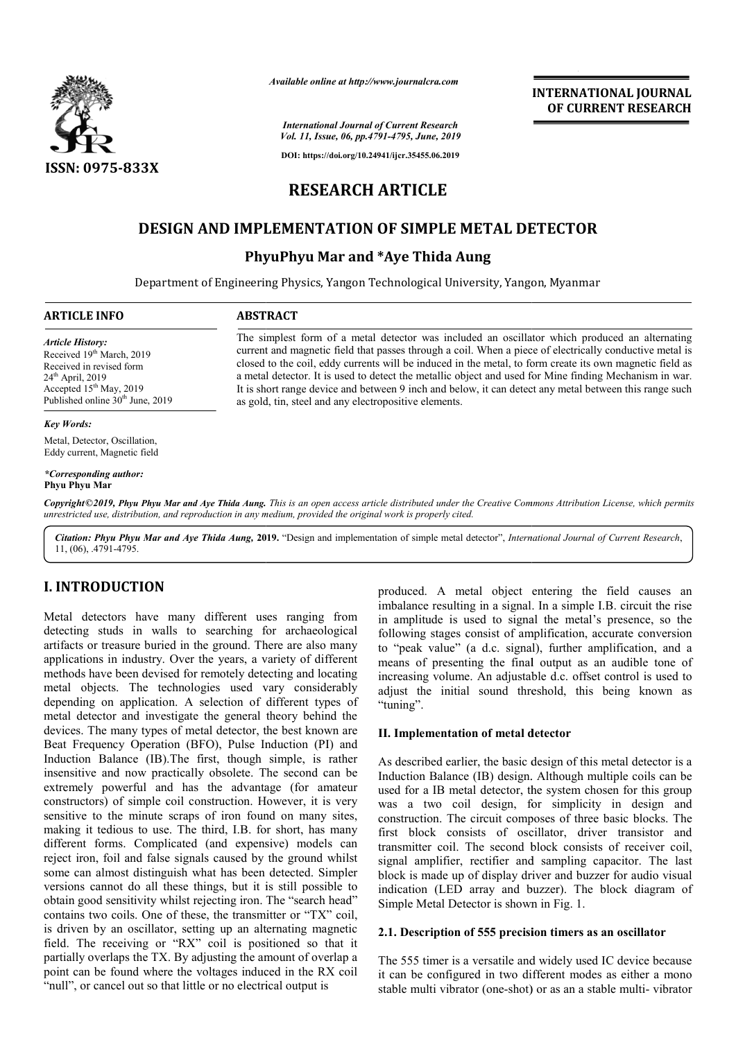*Available online at http://www.journalcra.com*

*International Journal of Current Research*
*Vol. 11, Issue, 06, pp.4791-4795, June, 2019*

**DOI: https://doi.org/10.24941/ijcr.35455.06.2019**

**INTERNATIONAL JOURNAL OF CURRENT RESEARCH**

ISSN: 0975-833X

# RESEARCH ARTICLE

# DESIGN AND IMPLEMENTATION OF SIMPLE METAL DETECTOR

**PhyuPhyu Mar and *Aye Thida Aung**

Department of Engineering Physics, Yangon Technological University, Yangon, Myanmar

**ARTICLE INFO**

*Article History:*
Received 19th March, 2019
Received in revised form
24th April, 2019
Accepted 15th May, 2019
Published online 30th June, 2019

*Key Words:*
Metal, Detector, Oscillation, Eddy current, Magnetic field

**Corresponding author:*
**Phyu Phyu Mar**

**ABSTRACT**

The simplest form of a metal detector was included an oscillator which produced an alternating current and magnetic field that passes through a coil. When a piece of electrically conductive metal is closed to the coil, eddy currents will be induced in the metal, to form create its own magnetic field as a metal detector. It is used to detect the metallic object and used for Mine finding Mechanism in war. It is short range device and between 9 inch and below, it can detect any metal between this range such as gold, tin, steel and any electropositive elements.

*Copyright©2019, Phyu Phyu Mar and Aye Thida Aung. This is an open access article distributed under the Creative Commons Attribution License, which permits unrestricted use, distribution, and reproduction in any medium, provided the original work is properly cited.*

*Citation: Phyu Phyu Mar and Aye Thida Aung,* **2019.** "Design and implementation of simple metal detector", *International Journal of Current Research*, 11, (06), .4791-4795.

## I. INTRODUCTION

Metal detectors have many different uses ranging from detecting studs in walls to searching for archaeological artifacts or treasure buried in the ground. There are also many applications in industry. Over the years, a variety of different methods have been devised for remotely detecting and locating metal objects. The technologies used vary considerably depending on application. A selection of different types of metal detector and investigate the general theory behind the devices. The many types of metal detector, the best known are Beat Frequency Operation (BFO), Pulse Induction (PI) and Induction Balance (IB).The first, though simple, is rather insensitive and now practically obsolete. The second can be extremely powerful and has the advantage (for amateur constructors) of simple coil construction. However, it is very sensitive to the minute scraps of iron found on many sites, making it tedious to use. The third, I.B. for short, has many different forms. Complicated (and expensive) models can reject iron, foil and false signals caused by the ground whilst some can almost distinguish what has been detected. Simpler versions cannot do all these things, but it is still possible to obtain good sensitivity whilst rejecting iron. The "search head" contains two coils. One of these, the transmitter or "TX" coil, is driven by an oscillator, setting up an alternating magnetic field. The receiving or "RX" coil is positioned so that it partially overlaps the TX. By adjusting the amount of overlap a point can be found where the voltages induced in the RX coil "null", or cancel out so that little or no electrical output is produced. A metal object entering the field causes an imbalance resulting in a signal. In a simple I.B. circuit the rise in amplitude is used to signal the metal's presence, so the following stages consist of amplification, accurate conversion to "peak value" (a d.c. signal), further amplification, and a means of presenting the final output as an audible tone of increasing volume. An adjustable d.c. offset control is used to adjust the initial sound threshold, this being known as "tuning".

## II. Implementation of metal detector

As described earlier, the basic design of this metal detector is a Induction Balance (IB) design. Although multiple coils can be used for a IB metal detector, the system chosen for this group was a two coil design, for simplicity in design and construction. The circuit composes of three basic blocks. The first block consists of oscillator, driver transistor and transmitter coil. The second block consists of receiver coil, signal amplifier, rectifier and sampling capacitor. The last block is made up of display driver and buzzer for audio visual indication (LED array and buzzer). The block diagram of Simple Metal Detector is shown in Fig. 1.

### 2.1. Description of 555 precision timers as an oscillator

The 555 timer is a versatile and widely used IC device because it can be configured in two different modes as either a mono stable multi vibrator (one-shot) or as an a stable multi- vibrator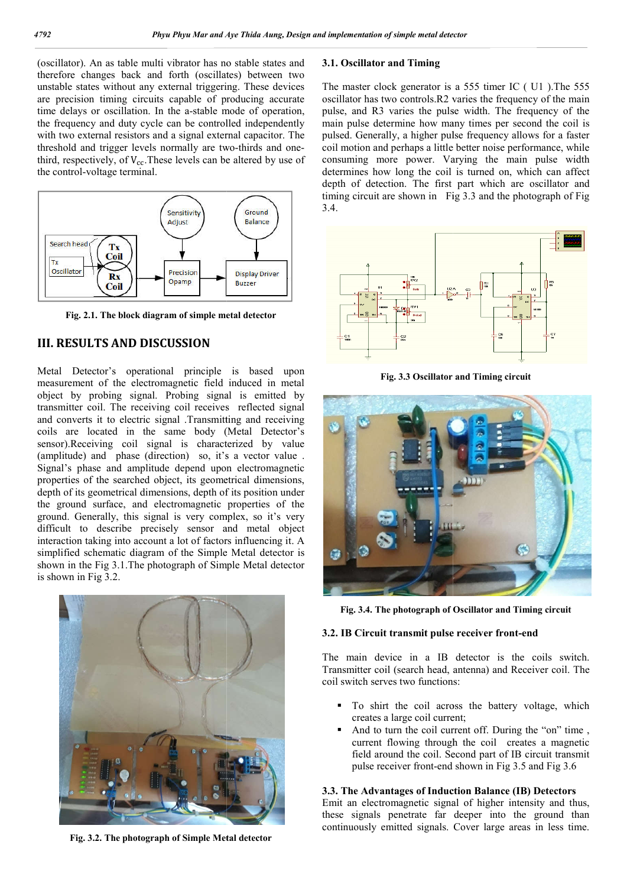(oscillator). An as table multi vibrator has no stable states and therefore changes back and forth (oscillates) between two unstable states without any external triggering. These devices are precision timing circuits capable of producing accurate time delays or oscillation. In the a-stable mode of operation, the frequency and duty cycle can be controlled independently with two external resistors and a signal external capacitor. The threshold and trigger levels normally are two-thirds and one-third, respectively, of $V_{CC}$.These levels can be altered by use of the control-voltage terminal.

**Fig. 2.1. The block diagram of simple metal detector**

## III. RESULTS AND DISCUSSION

Metal Detector's operational principle is based upon measurement of the electromagnetic field induced in metal object by probing signal. Probing signal is emitted by transmitter coil. The receiving coil receives reflected signal and converts it to electric signal .Transmitting and receiving coils are located in the same body (Metal Detector's sensor).Receiving coil signal is characterized by value (amplitude) and phase (direction) so, it's a vector value . Signal's phase and amplitude depend upon electromagnetic properties of the searched object, its geometrical dimensions, depth of its geometrical dimensions, depth of its position under the ground surface, and electromagnetic properties of the ground. Generally, this signal is very complex, so it's very difficult to describe precisely sensor and metal object interaction taking into account a lot of factors influencing it. A simplified schematic diagram of the Simple Metal detector is shown in the Fig 3.1.The photograph of Simple Metal detector is shown in Fig 3.2.

**Fig. 3.2. The photograph of Simple Metal detector**

### 3.1. Oscillator and Timing

The master clock generator is a 555 timer IC ( U1 ).The 555 oscillator has two controls.R2 varies the frequency of the main pulse, and R3 varies the pulse width. The frequency of the main pulse determine how many times per second the coil is pulsed. Generally, a higher pulse frequency allows for a faster coil motion and perhaps a little better noise performance, while consuming more power. Varying the main pulse width determines how long the coil is turned on, which can affect depth of detection. The first part which are oscillator and timing circuit are shown in Fig 3.3 and the photograph of Fig 3.4.

**Fig. 3.3 Oscillator and Timing circuit**

**Fig. 3.4. The photograph of Oscillator and Timing circuit**

### 3.2. IB Circuit transmit pulse receiver front-end

The main device in a IB detector is the coils switch. Transmitter coil (search head, antenna) and Receiver coil. The coil switch serves two functions:

- To shirt the coil across the battery voltage, which creates a large coil current;
- And to turn the coil current off. During the "on" time , current flowing through the coil creates a magnetic field around the coil. Second part of IB circuit transmit pulse receiver front-end shown in Fig 3.5 and Fig 3.6

### 3.3. The Advantages of Induction Balance (IB) Detectors

Emit an electromagnetic signal of higher intensity and thus, these signals penetrate far deeper into the ground than continuously emitted signals. Cover large areas in less time.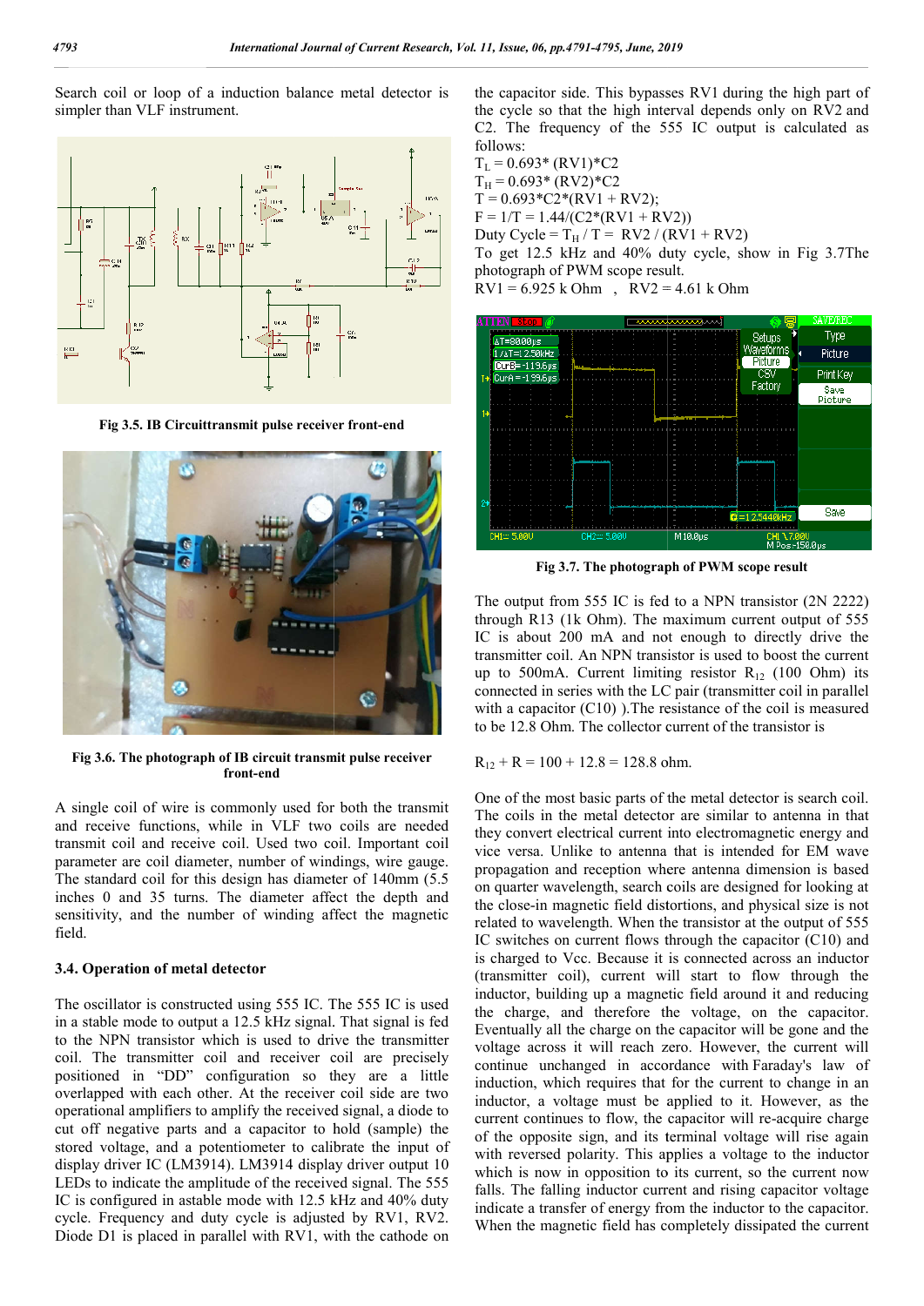Search coil or loop of a induction balance metal detector is simpler than VLF instrument.

Fig 3.5. IB Circuittransmit pulse receiver front-end

Fig 3.6. The photograph of IB circuit transmit pulse receiver front-end

A single coil of wire is commonly used for both the transmit and receive functions, while in VLF two coils are needed transmit coil and receive coil. Used two coil. Important coil parameter are coil diameter, number of windings, wire gauge. The standard coil for this design has diameter of 140mm (5.5 inches 0 and 35 turns. The diameter affect the depth and sensitivity, and the number of winding affect the magnetic field.

### 3.4. Operation of metal detector

The oscillator is constructed using 555 IC. The 555 IC is used in a stable mode to output a 12.5 kHz signal. That signal is fed to the NPN transistor which is used to drive the transmitter coil. The transmitter coil and receiver coil are precisely positioned in "DD" configuration so they are a little overlapped with each other. At the receiver coil side are two operational amplifiers to amplify the received signal, a diode to cut off negative parts and a capacitor to hold (sample) the stored voltage, and a potentiometer to calibrate the input of display driver IC (LM3914). LM3914 display driver output 10 LEDs to indicate the amplitude of the received signal. The 555 IC is configured in astable mode with 12.5 kHz and 40% duty cycle. Frequency and duty cycle is adjusted by RV1, RV2. Diode D1 is placed in parallel with RV1, with the cathode on the capacitor side. This bypasses RV1 during the high part of the cycle so that the high interval depends only on RV2 and C2. The frequency of the 555 IC output is calculated as follows:

$T_L = 0.693 * (RV1) * C2$

$T_H = 0.693 * (RV2) * C2$

$T = 0.693 * C2 * (RV1 + RV2);$

$F = 1/T = 1.44/(C2 * (RV1 + RV2))$

Duty Cycle = $T_H / T = RV2 / (RV1 + RV2)$

To get 12.5 kHz and 40% duty cycle, show in Fig 3.7The photograph of PWM scope result.

RV1 = 6.925 k Ohm , RV2 = 4.61 k Ohm

Fig 3.7. The photograph of PWM scope result

The output from 555 IC is fed to a NPN transistor (2N 2222) through R13 (1k Ohm). The maximum current output of 555 IC is about 200 mA and not enough to directly drive the transmitter coil. An NPN transistor is used to boost the current up to 500mA. Current limiting resistor $R_{12}$ (100 Ohm) its connected in series with the LC pair (transmitter coil in parallel with a capacitor (C10) ).The resistance of the coil is measured to be 12.8 Ohm. The collector current of the transistor is

$R_{12} + R = 100 + 12.8 = 128.8$ ohm.

One of the most basic parts of the metal detector is search coil. The coils in the metal detector are similar to antenna in that they convert electrical current into electromagnetic energy and vice versa. Unlike to antenna that is intended for EM wave propagation and reception where antenna dimension is based on quarter wavelength, search coils are designed for looking at the close-in magnetic field distortions, and physical size is not related to wavelength. When the transistor at the output of 555 IC switches on current flows through the capacitor (C10) and is charged to Vcc. Because it is connected across an inductor (transmitter coil), current will start to flow through the inductor, building up a magnetic field around it and reducing the charge, and therefore the voltage, on the capacitor. Eventually all the charge on the capacitor will be gone and the voltage across it will reach zero. However, the current will continue unchanged in accordance with Faraday's law of induction, which requires that for the current to change in an inductor, a voltage must be applied to it. However, as the current continues to flow, the capacitor will re-acquire charge of the opposite sign, and its terminal voltage will rise again with reversed polarity. This applies a voltage to the inductor which is now in opposition to its current, so the current now falls. The falling inductor current and rising capacitor voltage indicate a transfer of energy from the inductor to the capacitor. When the magnetic field has completely dissipated the current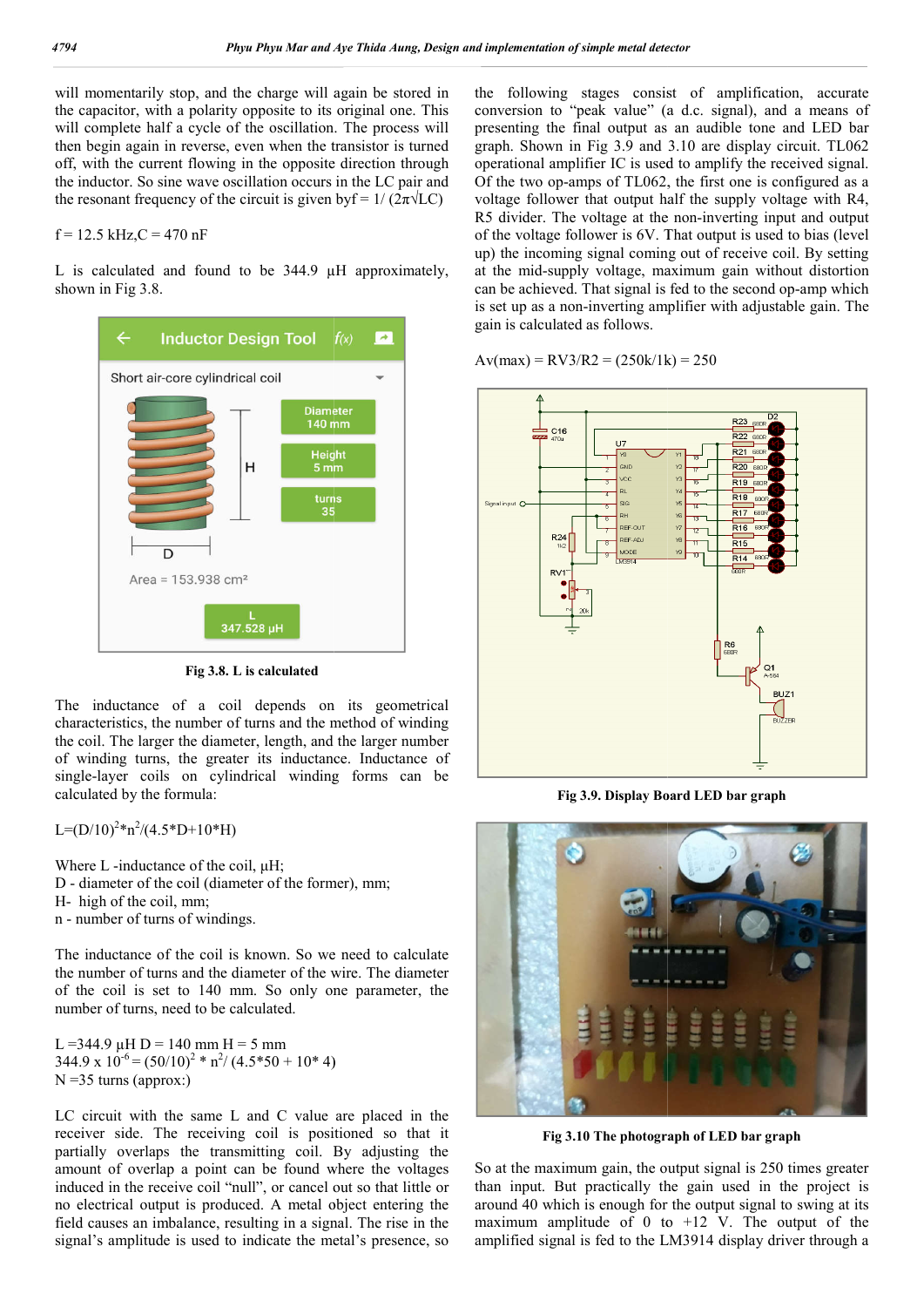will momentarily stop, and the charge will again be stored in the capacitor, with a polarity opposite to its original one. This will complete half a cycle of the oscillation. The process will then begin again in reverse, even when the transistor is turned off, with the current flowing in the opposite direction through the inductor. So sine wave oscillation occurs in the LC pair and the resonant frequency of the circuit is given by $f = 1/(2\pi\sqrt{LC})$

f = 12.5 kHz, C = 470 nF

L is calculated and found to be 344.9 µH approximately, shown in Fig 3.8.

**Fig 3.8. L is calculated**

The inductance of a coil depends on its geometrical characteristics, the number of turns and the method of winding the coil. The larger the diameter, length, and the larger number of winding turns, the greater its inductance. Inductance of single-layer coils on cylindrical winding forms can be calculated by the formula:

$$L=(D/10)^2*n^2/(4.5*D+10*H)$$

Where L -inductance of the coil, µH;
D - diameter of the coil (diameter of the former), mm;
H- high of the coil, mm;
n - number of turns of windings.

The inductance of the coil is known. So we need to calculate the number of turns and the diameter of the wire. The diameter of the coil is set to 140 mm. So only one parameter, the number of turns, need to be calculated.

L = 344.9 µH D = 140 mm H = 5 mm
$344.9 \times 10^{-6} = (50/10)^2 * n^2/(4.5*50 + 10*4)$
N = 35 turns (approx:)

LC circuit with the same L and C value are placed in the receiver side. The receiving coil is positioned so that it partially overlaps the transmitting coil. By adjusting the amount of overlap a point can be found where the voltages induced in the receive coil "null", or cancel out so that little or no electrical output is produced. A metal object entering the field causes an imbalance, resulting in a signal. The rise in the signal's amplitude is used to indicate the metal's presence, so the following stages consist of amplification, accurate conversion to "peak value" (a d.c. signal), and a means of presenting the final output as an audible tone and LED bar graph. Shown in Fig 3.9 and 3.10 are display circuit. TL062 operational amplifier IC is used to amplify the received signal. Of the two op-amps of TL062, the first one is configured as a voltage follower that output half the supply voltage with R4, R5 divider. The voltage at the non-inverting input and output of the voltage follower is 6V. That output is used to bias (level up) the incoming signal coming out of receive coil. By setting at the mid-supply voltage, maximum gain without distortion can be achieved. That signal is fed to the second op-amp which is set up as a non-inverting amplifier with adjustable gain. The gain is calculated as follows.

$$A_v(max) = RV3/R2 = (250k/1k) = 250$$

**Fig 3.9. Display Board LED bar graph**

**Fig 3.10 The photograph of LED bar graph**

So at the maximum gain, the output signal is 250 times greater than input. But practically the gain used in the project is around 40 which is enough for the output signal to swing at its maximum amplitude of 0 to +12 V. The output of the amplified signal is fed to the LM3914 display driver through a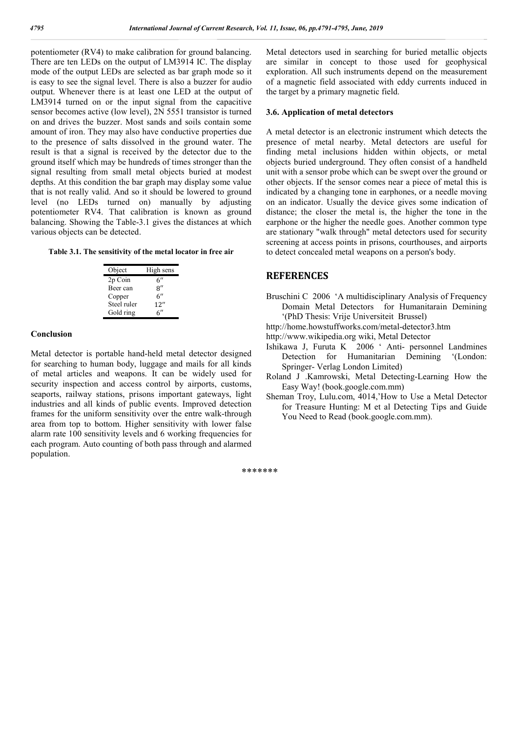potentiometer (RV4) to make calibration for ground balancing. There are ten LEDs on the output of LM3914 IC. The display mode of the output LEDs are selected as bar graph mode so it is easy to see the signal level. There is also a buzzer for audio output. Whenever there is at least one LED at the output of LM3914 turned on or the input signal from the capacitive sensor becomes active (low level), 2N 5551 transistor is turned on and drives the buzzer. Most sands and soils contain some amount of iron. They may also have conductive properties due to the presence of salts dissolved in the ground water. The result is that a signal is received by the detector due to the ground itself which may be hundreds of times stronger than the signal resulting from small metal objects buried at modest depths. At this condition the bar graph may display some value that is not really valid. And so it should be lowered to ground level (no LEDs turned on) manually by adjusting potentiometer RV4. That calibration is known as ground balancing. Showing the Table-3.1 gives the distances at which various objects can be detected.

**Table 3.1. The sensitivity of the metal locator in free air**

| Object | High sens |
|---|---|
| 2p Coin | 6″ |
| Beer can | 8″ |
| Copper | 6″ |
| Steel ruler | 12″ |
| Gold ring | 6″ |

### Conclusion

Metal detector is portable hand-held metal detector designed for searching to human body, luggage and mails for all kinds of metal articles and weapons. It can be widely used for security inspection and access control by airports, customs, seaports, railway stations, prisons important gateways, light industries and all kinds of public events. Improved detection frames for the uniform sensitivity over the entre walk-through area from top to bottom. Higher sensitivity with lower false alarm rate 100 sensitivity levels and 6 working frequencies for each program. Auto counting of both pass through and alarmed population.

Metal detectors used in searching for buried metallic objects are similar in concept to those used for geophysical exploration. All such instruments depend on the measurement of a magnetic field associated with eddy currents induced in the target by a primary magnetic field.

### 3.6. Application of metal detectors

A metal detector is an electronic instrument which detects the presence of metal nearby. Metal detectors are useful for finding metal inclusions hidden within objects, or metal objects buried underground. They often consist of a handheld unit with a sensor probe which can be swept over the ground or other objects. If the sensor comes near a piece of metal this is indicated by a changing tone in earphones, or a needle moving on an indicator. Usually the device gives some indication of distance; the closer the metal is, the higher the tone in the earphone or the higher the needle goes. Another common type are stationary "walk through" metal detectors used for security screening at access points in prisons, courthouses, and airports to detect concealed metal weapons on a person's body.

## REFERENCES

Bruschini C 2006 'A multidisciplinary Analysis of Frequency Domain Metal Detectors for Humanitarain Demining '(PhD Thesis: Vrije Universiteit Brussel)

http://home.howstuffworks.com/metal-detector3.htm

http://www.wikipedia.org wiki, Metal Detector

Ishikawa J, Furuta K 2006 ' Anti- personnel Landmines Detection for Humanitarian Demining '(London: Springer- Verlag London Limited)

Roland J .Kamrowski, Metal Detecting-Learning How the Easy Way! (book.google.com.mm)

Sheman Troy, Lulu.com, 4014,'How to Use a Metal Detector for Treasure Hunting: M et al Detecting Tips and Guide You Need to Read (book.google.com.mm).

*******